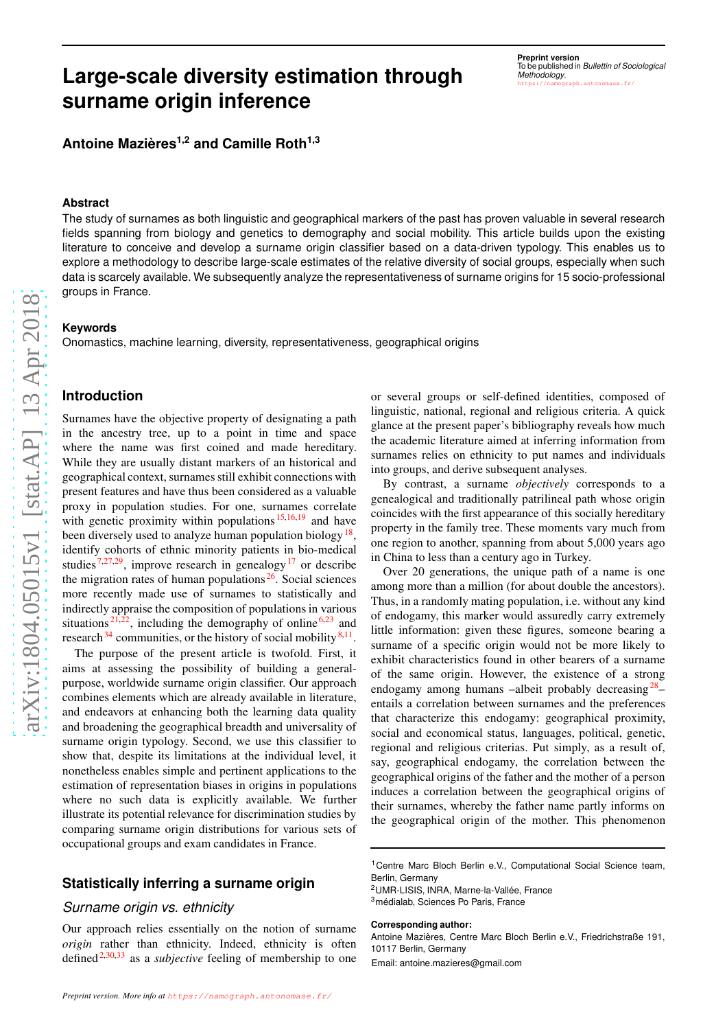**Preprint version**
To be published in *Bullettin of Sociological Methodology*.
https://namograph.antonomase.fr/

# Large-scale diversity estimation through surname origin inference

**Antoine Mazières[1,2] and Camille Roth[1,3]**

### Abstract

The study of surnames as both linguistic and geographical markers of the past has proven valuable in several research fields spanning from biology and genetics to demography and social mobility. This article builds upon the existing literature to conceive and develop a surname origin classifier based on a data-driven typology. This enables us to explore a methodology to describe large-scale estimates of the relative diversity of social groups, especially when such data is scarcely available. We subsequently analyze the representativeness of surname origins for 15 socio-professional groups in France.

### Keywords

Onomastics, machine learning, diversity, representativeness, geographical origins

## Introduction

Surnames have the objective property of designating a path in the ancestry tree, up to a point in time and space where the name was first coined and made hereditary. While they are usually distant markers of an historical and geographical context, surnames still exhibit connections with present features and have thus been considered as a valuable proxy in population studies. For one, surnames correlate with genetic proximity within populations [15,16,19] and have been diversely used to analyze human population biology [18], identify cohorts of ethnic minority patients in bio-medical studies [7,27,29], improve research in genealogy [17] or describe the migration rates of human populations [26]. Social sciences more recently made use of surnames to statistically and indirectly appraise the composition of populations in various situations [21,22], including the demography of online [6,23] and research [34] communities, or the history of social mobility [8,11].

The purpose of the present article is twofold. First, it aims at assessing the possibility of building a general-purpose, worldwide surname origin classifier. Our approach combines elements which are already available in literature, and endeavors at enhancing both the learning data quality and broadening the geographical breadth and universality of surname origin typology. Second, we use this classifier to show that, despite its limitations at the individual level, it nonetheless enables simple and pertinent applications to the estimation of representation biases in origins in populations where no such data is explicitly available. We further illustrate its potential relevance for discrimination studies by comparing surname origin distributions for various sets of occupational groups and exam candidates in France.

## Statistically inferring a surname origin

### *Surname origin vs. ethnicity*

Our approach relies essentially on the notion of surname *origin* rather than ethnicity. Indeed, ethnicity is often defined [2,30,33] as a *subjective* feeling of membership to one or several groups or self-defined identities, composed of linguistic, national, regional and religious criteria. A quick glance at the present paper's bibliography reveals how much the academic literature aimed at inferring information from surnames relies on ethnicity to put names and individuals into groups, and derive subsequent analyses.

By contrast, a surname *objectively* corresponds to a genealogical and traditionally patrilineal path whose origin coincides with the first appearance of this socially hereditary property in the family tree. These moments vary much from one region to another, spanning from about 5,000 years ago in China to less than a century ago in Turkey.

Over 20 generations, the unique path of a name is one among more than a million (for about double the ancestors). Thus, in a randomly mating population, i.e. without any kind of endogamy, this marker would assuredly carry extremely little information: given these figures, someone bearing a surname of a specific origin would not be more likely to exhibit characteristics found in other bearers of a surname of the same origin. However, the existence of a strong endogamy among humans –albeit probably decreasing [28]– entails a correlation between surnames and the preferences that characterize this endogamy: geographical proximity, social and economical status, languages, political, genetic, regional and religious criterias. Put simply, as a result of, say, geographical endogamy, the correlation between the geographical origins of the father and the mother of a person induces a correlation between the geographical origins of their surnames, whereby the father name partly informs on the geographical origin of the mother. This phenomenon

---

[1]Centre Marc Bloch Berlin e.V., Computational Social Science team, Berlin, Germany
[2]UMR-LISIS, INRA, Marne-la-Vallée, France
[3]médialab, Sciences Po Paris, France

**Corresponding author:**
Antoine Mazières, Centre Marc Bloch Berlin e.V., Friedrichstraße 191, 10117 Berlin, Germany
Email: antoine.mazieres@gmail.com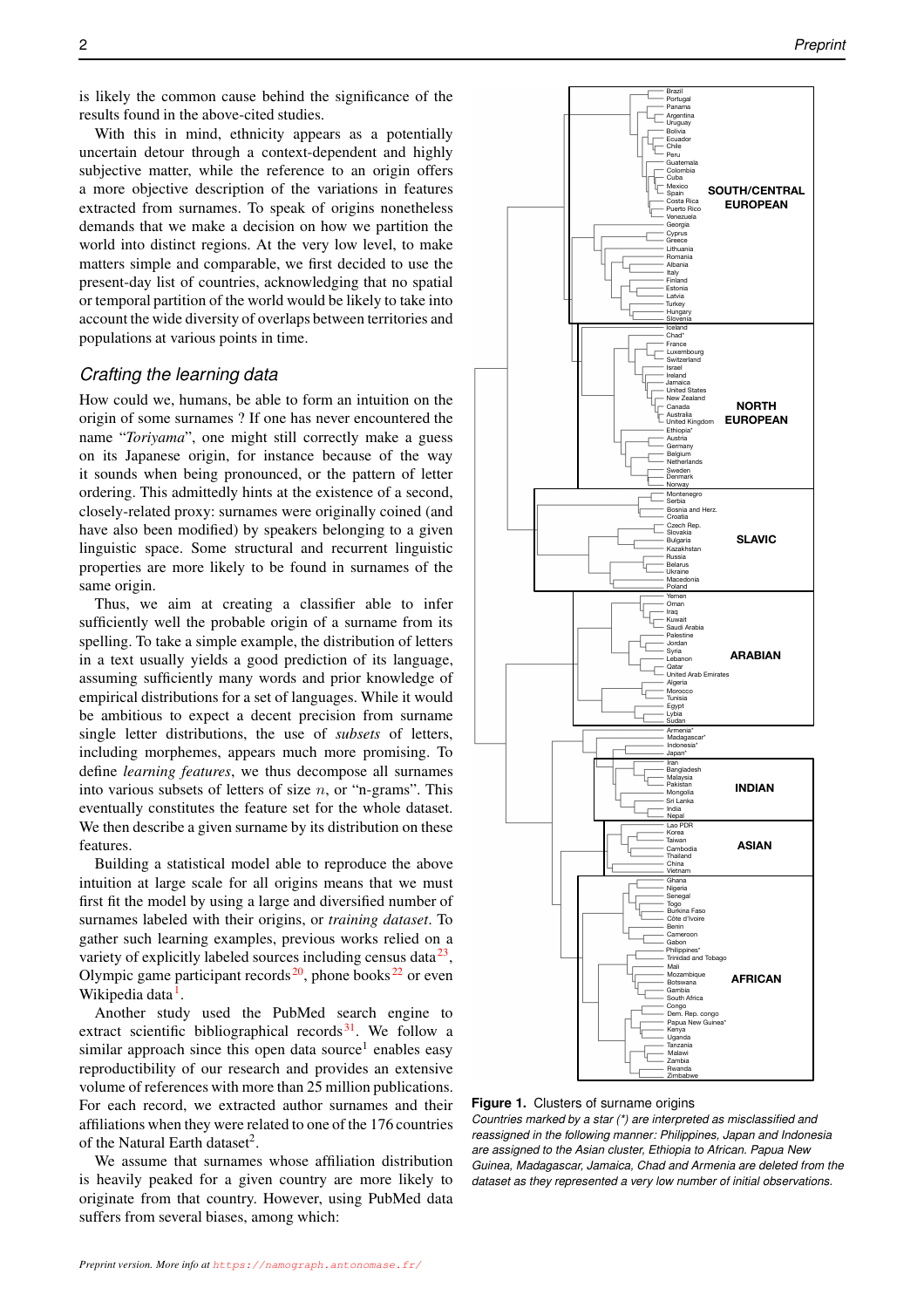is likely the common cause behind the significance of the results found in the above-cited studies.

With this in mind, ethnicity appears as a potentially uncertain detour through a context-dependent and highly subjective matter, while the reference to an origin offers a more objective description of the variations in features extracted from surnames. To speak of origins nonetheless demands that we make a decision on how we partition the world into distinct regions. At the very low level, to make matters simple and comparable, we first decided to use the present-day list of countries, acknowledging that no spatial or temporal partition of the world would be likely to take into account the wide diversity of overlaps between territories and populations at various points in time.

## *Crafting the learning data*

How could we, humans, be able to form an intuition on the origin of some surnames ? If one has never encountered the name "*Toriyama*", one might still correctly make a guess on its Japanese origin, for instance because of the way it sounds when being pronounced, or the pattern of letter ordering. This admittedly hints at the existence of a second, closely-related proxy: surnames were originally coined (and have also been modified) by speakers belonging to a given linguistic space. Some structural and recurrent linguistic properties are more likely to be found in surnames of the same origin.

Thus, we aim at creating a classifier able to infer sufficiently well the probable origin of a surname from its spelling. To take a simple example, the distribution of letters in a text usually yields a good prediction of its language, assuming sufficiently many words and prior knowledge of empirical distributions for a set of languages. While it would be ambitious to expect a decent precision from surname single letter distributions, the use of *subsets* of letters, including morphemes, appears much more promising. To define *learning features*, we thus decompose all surnames into various subsets of letters of size $n$, or "n-grams". This eventually constitutes the feature set for the whole dataset. We then describe a given surname by its distribution on these features.

Building a statistical model able to reproduce the above intuition at large scale for all origins means that we must first fit the model by using a large and diversified number of surnames labeled with their origins, or *training dataset*. To gather such learning examples, previous works relied on a variety of explicitly labeled sources including census data[23], Olympic game participant records[20], phone books[22] or even Wikipedia data[1].

Another study used the PubMed search engine to extract scientific bibliographical records[31]. We follow a similar approach since this open data source[1] enables easy reproductibility of our research and provides an extensive volume of references with more than 25 million publications. For each record, we extracted author surnames and their affiliations when they were related to one of the 176 countries of the Natural Earth dataset[2].

We assume that surnames whose affiliation distribution is heavily peaked for a given country are more likely to originate from that country. However, using PubMed data suffers from several biases, among which:

**Figure 1.** Clusters of surname origins

*Countries marked by a star (\*) are interpreted as misclassified and reassigned in the following manner: Philippines, Japan and Indonesia are assigned to the Asian cluster, Ethiopia to African. Papua New Guinea, Madagascar, Jamaica, Chad and Armenia are deleted from the dataset as they represented a very low number of initial observations.*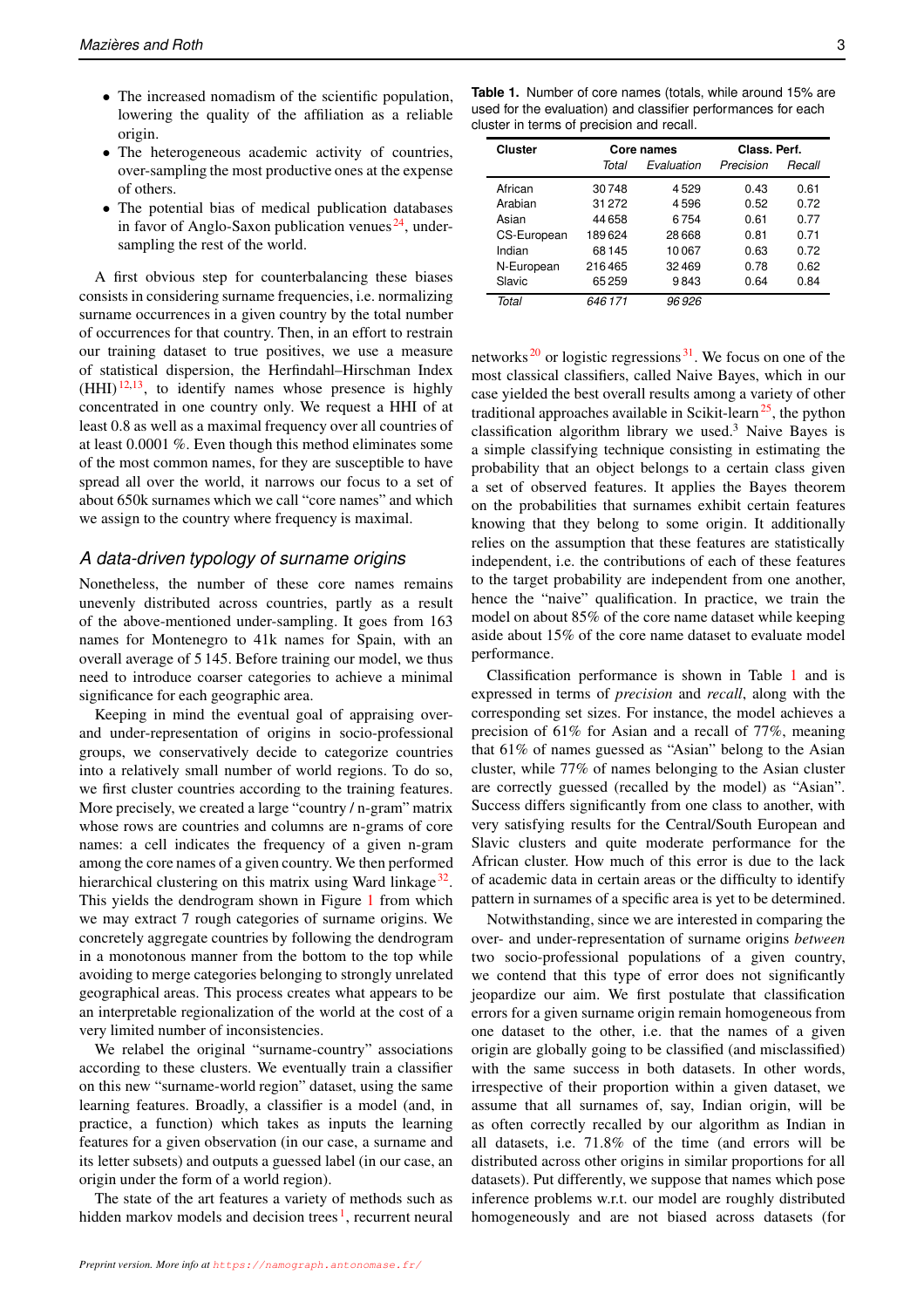- The increased nomadism of the scientific population, lowering the quality of the affiliation as a reliable origin.
- The heterogeneous academic activity of countries, over-sampling the most productive ones at the expense of others.
- The potential bias of medical publication databases in favor of Anglo-Saxon publication venues[24], under-sampling the rest of the world.

A first obvious step for counterbalancing these biases consists in considering surname frequencies, i.e. normalizing surname occurrences in a given country by the total number of occurrences for that country. Then, in an effort to restrain our training dataset to true positives, we use a measure of statistical dispersion, the Herfindahl–Hirschman Index (HHI)[12,13], to identify names whose presence is highly concentrated in one country only. We request a HHI of at least 0.8 as well as a maximal frequency over all countries of at least 0.0001 %. Even though this method eliminates some of the most common names, for they are susceptible to have spread all over the world, it narrows our focus to a set of about 650k surnames which we call "core names" and which we assign to the country where frequency is maximal.

## A data-driven typology of surname origins

Nonetheless, the number of these core names remains unevenly distributed across countries, partly as a result of the above-mentioned under-sampling. It goes from 163 names for Montenegro to 41k names for Spain, with an overall average of 5 145. Before training our model, we thus need to introduce coarser categories to achieve a minimal significance for each geographic area.

Keeping in mind the eventual goal of appraising over- and under-representation of origins in socio-professional groups, we conservatively decide to categorize countries into a relatively small number of world regions. To do so, we first cluster countries according to the training features. More precisely, we created a large "country / n-gram" matrix whose rows are countries and columns are n-grams of core names: a cell indicates the frequency of a given n-gram among the core names of a given country. We then performed hierarchical clustering on this matrix using Ward linkage[32]. This yields the dendrogram shown in Figure 1 from which we may extract 7 rough categories of surname origins. We concretely aggregate countries by following the dendrogram in a monotonous manner from the bottom to the top while avoiding to merge categories belonging to strongly unrelated geographical areas. This process creates what appears to be an interpretable regionalization of the world at the cost of a very limited number of inconsistencies.

We relabel the original "surname-country" associations according to these clusters. We eventually train a classifier on this new "surname-world region" dataset, using the same learning features. Broadly, a classifier is a model (and, in practice, a function) which takes as inputs the learning features for a given observation (in our case, a surname and its letter subsets) and outputs a guessed label (in our case, an origin under the form of a world region).

The state of the art features a variety of methods such as hidden markov models and decision trees[1], recurrent neural networks[20] or logistic regressions[31]. We focus on one of the most classical classifiers, called Naive Bayes, which in our case yielded the best overall results among a variety of other traditional approaches available in Scikit-learn[25], the python classification algorithm library we used.[3] Naive Bayes is a simple classifying technique consisting in estimating the probability that an object belongs to a certain class given a set of observed features. It applies the Bayes theorem on the probabilities that surnames exhibit certain features knowing that they belong to some origin. It additionally relies on the assumption that these features are statistically independent, i.e. the contributions of each of these features to the target probability are independent from one another, hence the "naive" qualification. In practice, we train the model on about 85% of the core name dataset while keeping aside about 15% of the core name dataset to evaluate model performance.

**Table 1.** Number of core names (totals, while around 15% are used for the evaluation) and classifier performances for each cluster in terms of precision and recall.

| Cluster | Core names | | Class. Perf. | |
|---|---|---|---|---|
| | *Total* | *Evaluation* | *Precision* | *Recall* |
| African | 30 748 | 4 529 | 0.43 | 0.61 |
| Arabian | 31 272 | 4 596 | 0.52 | 0.72 |
| Asian | 44 658 | 6 754 | 0.61 | 0.77 |
| CS-European | 189 624 | 28 668 | 0.81 | 0.71 |
| Indian | 68 145 | 10 067 | 0.63 | 0.72 |
| N-European | 216 465 | 32 469 | 0.78 | 0.62 |
| Slavic | 65 259 | 9 843 | 0.64 | 0.84 |
| *Total* | *646 171* | *96 926* | | |

Classification performance is shown in Table 1 and is expressed in terms of *precision* and *recall*, along with the corresponding set sizes. For instance, the model achieves a precision of 61% for Asian and a recall of 77%, meaning that 61% of names guessed as "Asian" belong to the Asian cluster, while 77% of names belonging to the Asian cluster are correctly guessed (recalled by the model) as "Asian". Success differs significantly from one class to another, with very satisfying results for the Central/South European and Slavic clusters and quite moderate performance for the African cluster. How much of this error is due to the lack of academic data in certain areas or the difficulty to identify pattern in surnames of a specific area is yet to be determined.

Notwithstanding, since we are interested in comparing the over- and under-representation of surname origins *between* two socio-professional populations of a given country, we contend that this type of error does not significantly jeopardize our aim. We first postulate that classification errors for a given surname origin remain homogeneous from one dataset to the other, i.e. that the names of a given origin are globally going to be classified (and misclassified) with the same success in both datasets. In other words, irrespective of their proportion within a given dataset, we assume that all surnames of, say, Indian origin, will be as often correctly recalled by our algorithm as Indian in all datasets, i.e. 71.8% of the time (and errors will be distributed across other origins in similar proportions for all datasets). Put differently, we suppose that names which pose inference problems w.r.t. our model are roughly distributed homogeneously and are not biased across datasets (for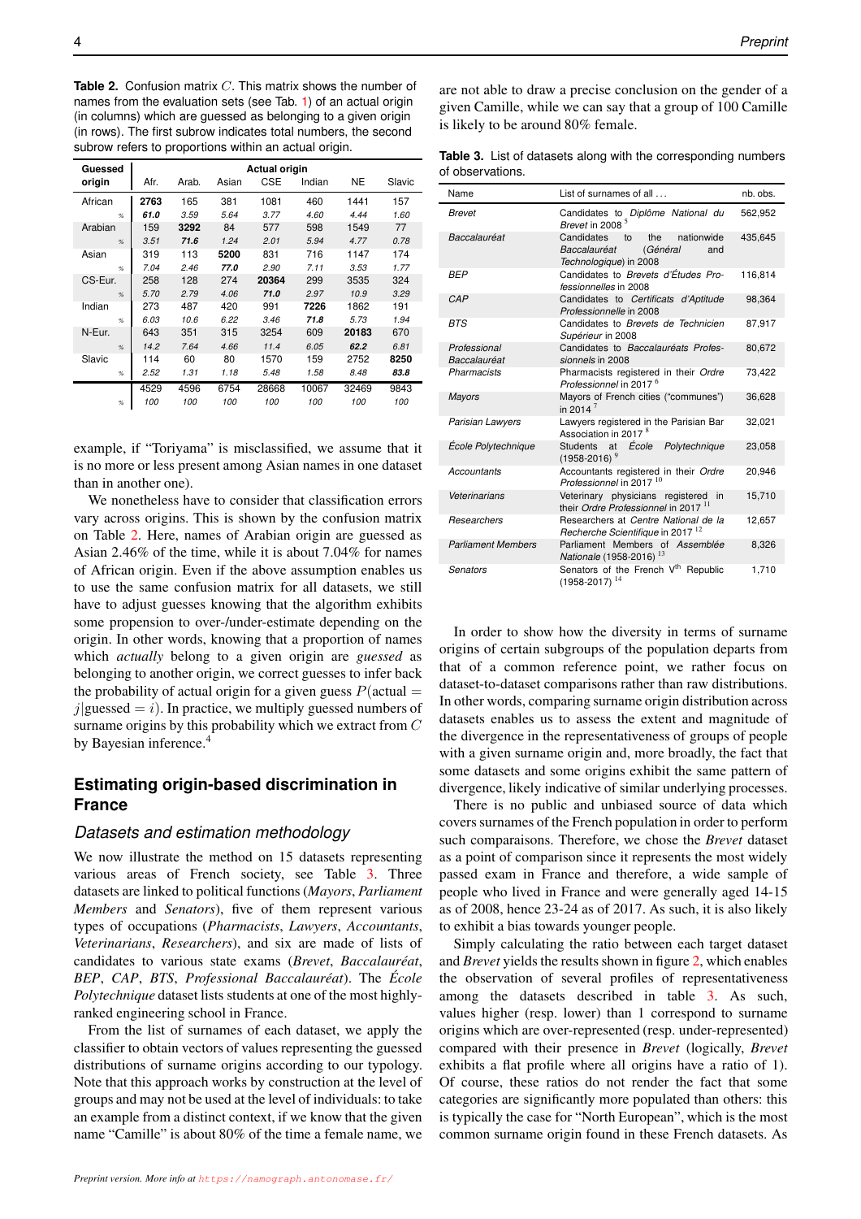**Table 2.** Confusion matrix $C$. This matrix shows the number of names from the evaluation sets (see Tab. 1) of an actual origin (in columns) which are guessed as belonging to a given origin (in rows). The first subrow indicates total numbers, the second subrow refers to proportions within an actual origin.

| Guessed origin | | Actual origin | | | | | | |
|---|---|---|---|---|---|---|---|---|
| | | Afr. | Arab. | Asian | CSE | Indian | NE | Slavic |
| African | | **2763** | 165 | 381 | 1081 | 460 | 1441 | 157 |
| | % | ***61.0*** | *3.59* | *5.64* | *3.77* | *4.60* | *4.44* | *1.60* |
| Arabian | | 159 | **3292** | 84 | 577 | 598 | 1549 | 77 |
| | % | *3.51* | ***71.6*** | *1.24* | *2.01* | *5.94* | *4.77* | *0.78* |
| Asian | | 319 | 113 | **5200** | 831 | 716 | 1147 | 174 |
| | % | *7.04* | *2.46* | ***77.0*** | *2.90* | *7.11* | *3.53* | *1.77* |
| CS-Eur. | | 258 | 128 | 274 | **20364** | 299 | 3535 | 324 |
| | % | *5.70* | *2.79* | *4.06* | ***71.0*** | *2.97* | *10.9* | *3.29* |
| Indian | | 273 | 487 | 420 | 991 | **7226** | 1862 | 191 |
| | % | *6.03* | *10.6* | *6.22* | *3.46* | ***71.8*** | *5.73* | *1.94* |
| N-Eur. | | 643 | 351 | 315 | 3254 | 609 | **20183** | 670 |
| | % | *14.2* | *7.64* | *4.66* | *11.4* | *6.05* | ***62.2*** | *6.81* |
| Slavic | | 114 | 60 | 80 | 1570 | 159 | 2752 | **8250** |
| | % | *2.52* | *1.31* | *1.18* | *5.48* | *1.58* | *8.48* | ***83.8*** |
| | | 4529 | 4596 | 6754 | 28668 | 10067 | 32469 | 9843 |
| | % | *100* | *100* | *100* | *100* | *100* | *100* | *100* |

example, if "Toriyama" is misclassified, we assume that it is no more or less present among Asian names in one dataset than in another one).

We nonetheless have to consider that classification errors vary across origins. This is shown by the confusion matrix on Table 2. Here, names of Arabian origin are guessed as Asian 2.46% of the time, while it is about 7.04% for names of African origin. Even if the above assumption enables us to use the same confusion matrix for all datasets, we still have to adjust guesses knowing that the algorithm exhibits some propension to over-/under-estimate depending on the origin. In other words, knowing that a proportion of names which *actually* belong to a given origin are *guessed* as belonging to another origin, we correct guesses to infer back the probability of actual origin for a given guess $P(\text{actual} = j|\text{guessed} = i)$. In practice, we multiply guessed numbers of surname origins by this probability which we extract from $C$ by Bayesian inference.[4]

## Estimating origin-based discrimination in France

### Datasets and estimation methodology

We now illustrate the method on 15 datasets representing various areas of French society, see Table 3. Three datasets are linked to political functions (*Mayors*, *Parliament Members* and *Senators*), five of them represent various types of occupations (*Pharmacists*, *Lawyers*, *Accountants*, *Veterinarians*, *Researchers*), and six are made of lists of candidates to various state exams (*Brevet*, *Baccalauréat*, *BEP*, *CAP*, *BTS*, *Professional Baccalauréat*). The *École Polytechnique* dataset lists students at one of the most highly-ranked engineering school in France.

From the list of surnames of each dataset, we apply the classifier to obtain vectors of values representing the guessed distributions of surname origins according to our typology. Note that this approach works by construction at the level of groups and may not be used at the level of individuals: to take an example from a distinct context, if we know that the given name "Camille" is about 80% of the time a female name, we are not able to draw a precise conclusion on the gender of a given Camille, while we can say that a group of 100 Camille is likely to be around 80% female.

**Table 3.** List of datasets along with the corresponding numbers of observations.

| Name | List of surnames of all ... | nb. obs. |
|---|---|---|
| *Brevet* | Candidates to *Diplôme National du Brevet* in 2008 [5] | 562,952 |
| *Baccalauréat* | Candidates to the nationwide *Baccalauréat* (*Général* and *Technologique*) in 2008 | 435,645 |
| *BEP* | Candidates to *Brevets d'Études Professionnelles* in 2008 | 116,814 |
| *CAP* | Candidates to *Certificats d'Aptitude Professionnelle* in 2008 | 98,364 |
| *BTS* | Candidates to *Brevets de Technicien Supérieur* in 2008 | 87,917 |
| *Professional Baccalauréat* | Candidates to *Baccalauréats Professionnels* in 2008 | 80,672 |
| *Pharmacists* | Pharmacists registered in their *Ordre Professionnel* in 2017 [6] | 73,422 |
| *Mayors* | Mayors of French cities ("communes") in 2014 [7] | 36,628 |
| *Parisian Lawyers* | Lawyers registered in the Parisian Bar Association in 2017 [8] | 32,021 |
| *École Polytechnique* | Students at *École Polytechnique* (1958-2016) [9] | 23,058 |
| *Accountants* | Accountants registered in their *Ordre Professionnel* in 2017 [10] | 20,946 |
| *Veterinarians* | Veterinary physicians registered in their *Ordre Professionnel* in 2017 [11] | 15,710 |
| *Researchers* | Researchers at *Centre National de la Recherche Scientifique* in 2017 [12] | 12,657 |
| *Parliament Members* | Parliament Members of *Assemblée Nationale* (1958-2016) [13] | 8,326 |
| *Senators* | Senators of the French V$^{\text{th}}$ Republic (1958-2017) [14] | 1,710 |

In order to show how the diversity in terms of surname origins of certain subgroups of the population departs from that of a common reference point, we rather focus on dataset-to-dataset comparisons rather than raw distributions. In other words, comparing surname origin distribution across datasets enables us to assess the extent and magnitude of the divergence in the representativeness of groups of people with a given surname origin and, more broadly, the fact that some datasets and some origins exhibit the same pattern of divergence, likely indicative of similar underlying processes.

There is no public and unbiased source of data which covers surnames of the French population in order to perform such comparisons. Therefore, we chose the *Brevet* dataset as a point of comparison since it represents the most widely passed exam in France and therefore, a wide sample of people who lived in France and were generally aged 14-15 as of 2008, hence 23-24 as of 2017. As such, it is also likely to exhibit a bias towards younger people.

Simply calculating the ratio between each target dataset and *Brevet* yields the results shown in figure 2, which enables the observation of several profiles of representativeness among the datasets described in table 3. As such, values higher (resp. lower) than 1 correspond to surname origins which are over-represented (resp. under-represented) compared with their presence in *Brevet* (logically, *Brevet* exhibits a flat profile where all origins have a ratio of 1). Of course, these ratios do not render the fact that some categories are significantly more populated than others: this is typically the case for "North European", which is the most common surname origin found in these French datasets. As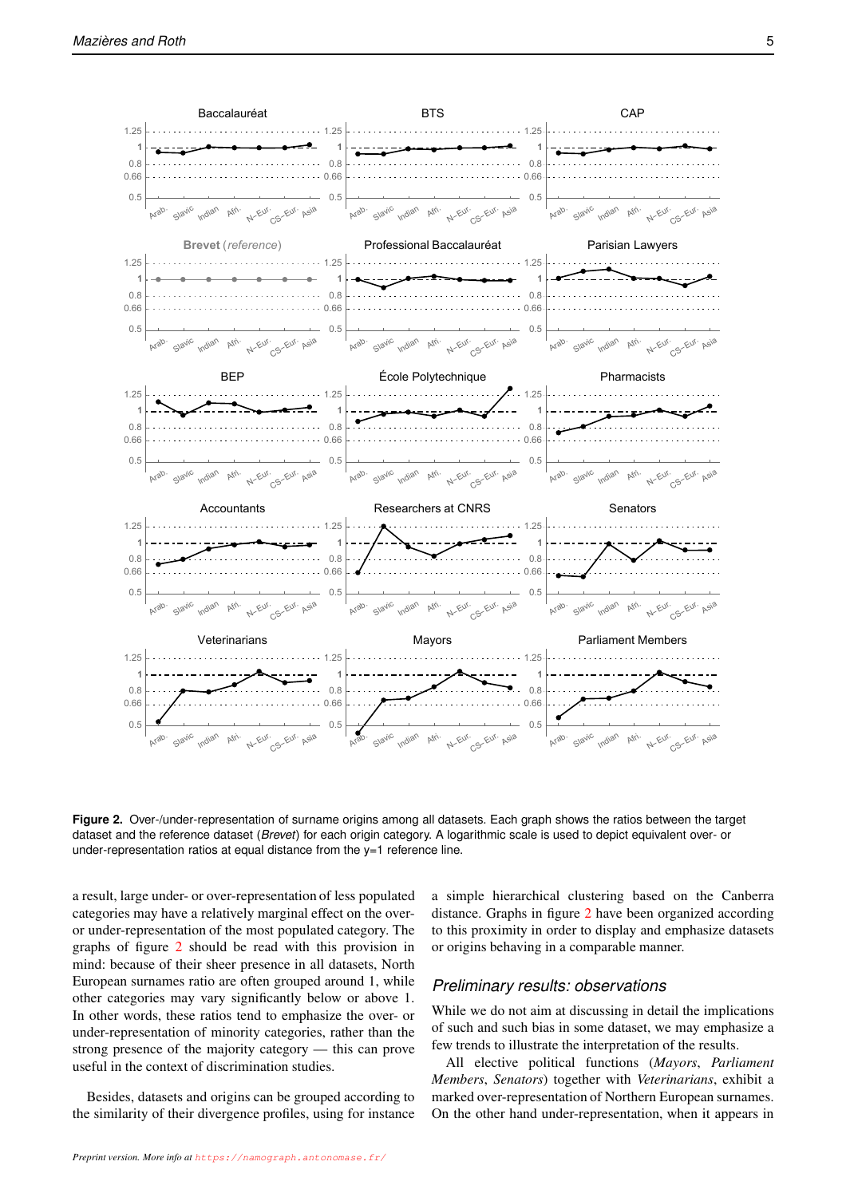**Figure 2.** Over-/under-representation of surname origins among all datasets. Each graph shows the ratios between the target dataset and the reference dataset (*Brevet*) for each origin category. A logarithmic scale is used to depict equivalent over- or under-representation ratios at equal distance from the y=1 reference line.

a result, large under- or over-representation of less populated categories may have a relatively marginal effect on the over- or under-representation of the most populated category. The graphs of figure 2 should be read with this provision in mind: because of their sheer presence in all datasets, North European surnames ratio are often grouped around 1, while other categories may vary significantly below or above 1. In other words, these ratios tend to emphasize the over- or under-representation of minority categories, rather than the strong presence of the majority category — this can prove useful in the context of discrimination studies.

Besides, datasets and origins can be grouped according to the similarity of their divergence profiles, using for instance a simple hierarchical clustering based on the Canberra distance. Graphs in figure 2 have been organized according to this proximity in order to display and emphasize datasets or origins behaving in a comparable manner.

## Preliminary results: observations

While we do not aim at discussing in detail the implications of such and such bias in some dataset, we may emphasize a few trends to illustrate the interpretation of the results.

All elective political functions (*Mayors*, *Parliament Members*, *Senators*) together with *Veterinarians*, exhibit a marked over-representation of Northern European surnames. On the other hand under-representation, when it appears in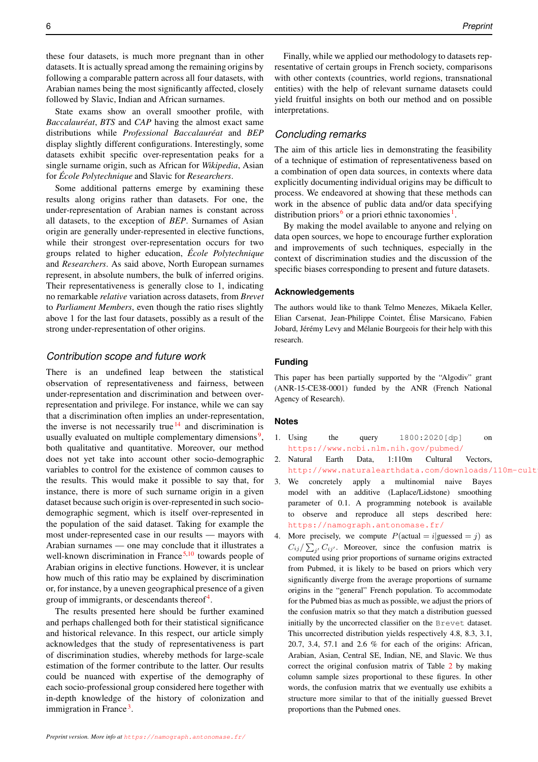these four datasets, is much more pregnant than in other datasets. It is actually spread among the remaining origins by following a comparable pattern across all four datasets, with Arabian names being the most significantly affected, closely followed by Slavic, Indian and African surnames.

State exams show an overall smoother profile, with *Baccalauréat*, *BTS* and *CAP* having the almost exact same distributions while *Professional Baccalauréat* and *BEP* display slightly different configurations. Interestingly, some datasets exhibit specific over-representation peaks for a single surname origin, such as African for *Wikipedia*, Asian for *École Polytechnique* and Slavic for *Researchers*.

Some additional patterns emerge by examining these results along origins rather than datasets. For one, the under-representation of Arabian names is constant across all datasets, to the exception of *BEP*. Surnames of Asian origin are generally under-represented in elective functions, while their strongest over-representation occurs for two groups related to higher education, *École Polytechnique* and *Researchers*. As said above, North European surnames represent, in absolute numbers, the bulk of inferred origins. Their representativeness is generally close to 1, indicating no remarkable *relative* variation across datasets, from *Brevet* to *Parliament Members*, even though the ratio rises slightly above 1 for the last four datasets, possibly as a result of the strong under-representation of other origins.

## Contribution scope and future work

There is an undefined leap between the statistical observation of representativeness and fairness, between under-representation and discrimination and between over-representation and privilege. For instance, while we can say that a discrimination often implies an under-representation, the inverse is not necessarily true[14] and discrimination is usually evaluated on multiple complementary dimensions[9], both qualitative and quantitative. Moreover, our method does not yet take into account other socio-demographic variables to control for the existence of common causes to the results. This would make it possible to say that, for instance, there is more of such surname origin in a given dataset because such origin is over-represented in such socio-demographic segment, which is itself over-represented in the population of the said dataset. Taking for example the most under-represented case in our results — mayors with Arabian surnames — one may conclude that it illustrates a well-known discrimination in France[5,10] towards people of Arabian origins in elective functions. However, it is unclear how much of this ratio may be explained by discrimination or, for instance, by a uneven geographical presence of a given group of immigrants, or descendants thereof[4].

The results presented here should be further examined and perhaps challenged both for their statistical significance and historical relevance. In this respect, our article simply acknowledges that the study of representativeness is part of discrimination studies, whereby methods for large-scale estimation of the former contribute to the latter. Our results could be nuanced with expertise of the demography of each socio-professional group considered here together with in-depth knowledge of the history of colonization and immigration in France[3].

Finally, while we applied our methodology to datasets representative of certain groups in French society, comparisons with other contexts (countries, world regions, transnational entities) with the help of relevant surname datasets could yield fruitful insights on both our method and on possible interpretations.

## Concluding remarks

The aim of this article lies in demonstrating the feasibility of a technique of estimation of representativeness based on a combination of open data sources, in contexts where data explicitly documenting individual origins may be difficult to process. We endeavored at showing that these methods can work in the absence of public data and/or data specifying distribution priors[6] or a priori ethnic taxonomies[1].

By making the model available to anyone and relying on data open sources, we hope to encourage further exploration and improvements of such techniques, especially in the context of discrimination studies and the discussion of the specific biases corresponding to present and future datasets.

### Acknowledgements

The authors would like to thank Telmo Menezes, Mikaela Keller, Elian Carsenat, Jean-Philippe Cointet, Élise Marsicano, Fabien Jobard, Jérémy Levy and Mélanie Bourgeois for their help with this research.

### Funding

This paper has been partially supported by the "Algodiv" grant (ANR-15-CE38-0001) funded by the ANR (French National Agency of Research).

### Notes

1. Using the query `1800:2020[dp]` on https://www.ncbi.nlm.nih.gov/pubmed/
2. Natural Earth Data, 1:110m Cultural Vectors, http://www.naturalearthdata.com/downloads/110m-cult
3. We concretely apply a multinomial naive Bayes model with an additive (Laplace/Lidstone) smoothing parameter of 0.1. A programming notebook is available to observe and reproduce all steps described here: https://namograph.antonomase.fr/
4. More precisely, we compute $P(\text{actual} = i | \text{guessed} = j)$ as $C_{ij} / \sum_{j'} C_{ij'}$. Moreover, since the confusion matrix is computed using prior proportions of surname origins extracted from Pubmed, it is likely to be based on priors which very significantly diverge from the average proportions of surname origins in the "general" French population. To accommodate for the Pubmed bias as much as possible, we adjust the priors of the confusion matrix so that they match a distribution guessed initially by the uncorrected classifier on the `Brevet` dataset. This uncorrected distribution yields respectively 4.8, 8.3, 3.1, 20.7, 3.4, 57.1 and 2.6 % for each of the origins: African, Arabian, Asian, Central SE, Indian, NE, and Slavic. We thus correct the original confusion matrix of Table 2 by making column sample sizes proportional to these figures. In other words, the confusion matrix that we eventually use exhibits a structure more similar to that of the initially guessed Brevet proportions than the Pubmed ones.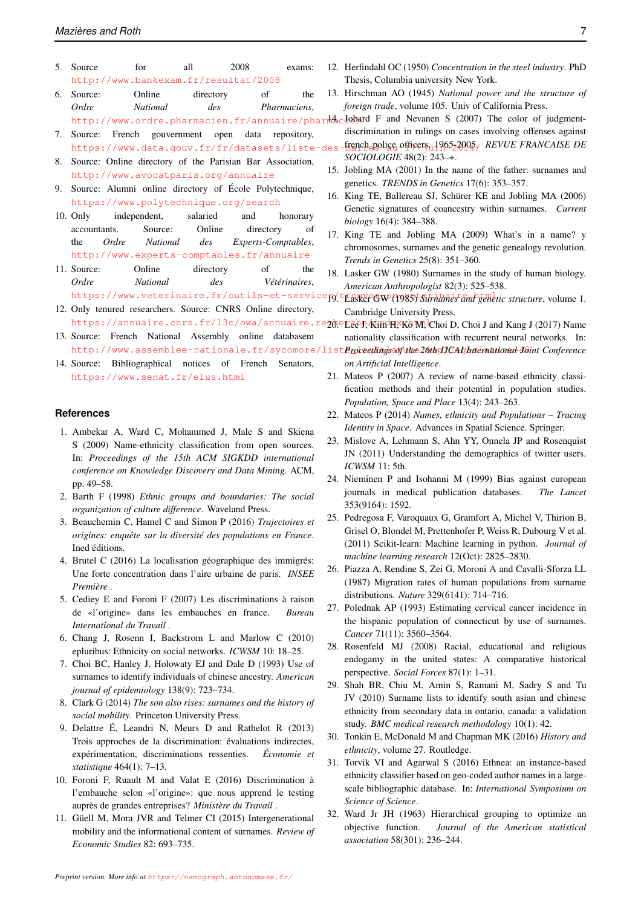5. Source for all 2008 exams: http://www.bankexam.fr/resultat/2008
6. Source: Online directory of the *Ordre National des Pharmaciens*, http://www.ordre.pharmacien.fr/annuaire/pharmacien
7. Source: French gouvernment open data repository, https://www.data.gouv.fr/fr/datasets/liste-des-maires-au-17-juin-2014/
8. Source: Online directory of the Parisian Bar Association, http://www.avocatparis.org/annuaire
9. Source: Alumni online directory of École Polytechnique, https://www.polytechnique.org/search
10. Only independent, salaried and honorary accountants. Source: Online directory of the *Ordre National des Experts-Comptables*, http://www.experts-comptables.fr/annuaire
11. Source: Online directory of the *Ordre National des Vétérinaires*, https://www.veterinaire.fr/outils-et-services/trouver-un-veterinaire.html
12. Only tenured researchers. Source: CNRS Online directory, https://annuaire.cnrs.fr/l3c/owa/annuaire.recherche/index.html
13. Source: French National Assembly online databasem http://www.assemblee-nationale.fr/sycomore/liste_legislatures.asp
14. Source: Bibliographical notices of French Senators, https://www.senat.fr/elus.html

## References

1. Ambekar A, Ward C, Mohammed J, Male S and Skiena S (2009) Name-ethnicity classification from open sources. In: *Proceedings of the 15th ACM SIGKDD international conference on Knowledge Discovery and Data Mining*. ACM, pp. 49–58.
2. Barth F (1998) *Ethnic groups and boundaries: The social organization of culture difference*. Waveland Press.
3. Beauchemin C, Hamel C and Simon P (2016) *Trajectoires et origines: enquête sur la diversité des populations en France*. Ined éditions.
4. Brutel C (2016) La localisation géographique des immigrés: Une forte concentration dans l'aire urbaine de paris. *INSEE Première* .
5. Cediey E and Foroni F (2007) Les discriminations à raison de «l'origine» dans les embauches en france. *Bureau International du Travail* .
6. Chang J, Rosenn I, Backstrom L and Marlow C (2010) epluribus: Ethnicity on social networks. *ICWSM* 10: 18–25.
7. Choi BC, Hanley J, Holowaty EJ and Dale D (1993) Use of surnames to identify individuals of chinese ancestry. *American journal of epidemiology* 138(9): 723–734.
8. Clark G (2014) *The son also rises: surnames and the history of social mobility*. Princeton University Press.
9. Delattre É, Leandri N, Meurs D and Rathelot R (2013) Trois approches de la discrimination: évaluations indirectes, expérimentation, discriminations ressenties. *Économie et statistique* 464(1): 7–13.
10. Foroni F, Ruault M and Valat E (2016) Discrimination à l'embauche selon «l'origine»: que nous apprend le testing auprès de grandes entreprises? *Ministère du Travail* .
11. Güell M, Mora JVR and Telmer CI (2015) Intergenerational mobility and the informational content of surnames. *Review of Economic Studies* 82: 693–735.
12. Herfindahl OC (1950) *Concentration in the steel industry*. PhD Thesis, Columbia university New York.
13. Hirschman AO (1945) *National power and the structure of foreign trade*, volume 105. Univ of California Press.
14. Jobard F and Nevanen S (2007) The color of judgment-discrimination in rulings on cases involving offenses against french police officers, 1965-2005. *REVUE FRANCAISE DE SOCIOLOGIE* 48(2): 243–+.
15. Jobling MA (2001) In the name of the father: surnames and genetics. *TRENDS in Genetics* 17(6): 353–357.
16. King TE, Ballereau SJ, Schürer KE and Jobling MA (2006) Genetic signatures of coancestry within surnames. *Current biology* 16(4): 384–388.
17. King TE and Jobling MA (2009) What's in a name? y chromosomes, surnames and the genetic genealogy revolution. *Trends in Genetics* 25(8): 351–360.
18. Lasker GW (1980) Surnames in the study of human biology. *American Anthropologist* 82(3): 525–538.
19. Lasker GW (1985) *Surnames and genetic structure*, volume 1. Cambridge University Press.
20. Lee J, Kim H, Ko M, Choi D, Choi J and Kang J (2017) Name nationality classification with recurrent neural networks. In: *Proceedings of the 26th IJCAI International Joint Conference on Artificial Intelligence*.
21. Mateos P (2007) A review of name-based ethnicity classification methods and their potential in population studies. *Population, Space and Place* 13(4): 243–263.
22. Mateos P (2014) *Names, ethnicity and Populations – Tracing Identity in Space*. Advances in Spatial Science. Springer.
23. Mislove A, Lehmann S, Ahn YY, Onnela JP and Rosenquist JN (2011) Understanding the demographics of twitter users. *ICWSM* 11: 5th.
24. Nieminen P and Isohanni M (1999) Bias against european journals in medical publication databases. *The Lancet* 353(9164): 1592.
25. Pedregosa F, Varoquaux G, Gramfort A, Michel V, Thirion B, Grisel O, Blondel M, Prettenhofer P, Weiss R, Dubourg V et al. (2011) Scikit-learn: Machine learning in python. *Journal of machine learning research* 12(Oct): 2825–2830.
26. Piazza A, Rendine S, Zei G, Moroni A and Cavalli-Sforza LL (1987) Migration rates of human populations from surname distributions. *Nature* 329(6141): 714–716.
27. Polednak AP (1993) Estimating cervical cancer incidence in the hispanic population of connecticut by use of surnames. *Cancer* 71(11): 3560–3564.
28. Rosenfeld MJ (2008) Racial, educational and religious endogamy in the united states: A comparative historical perspective. *Social Forces* 87(1): 1–31.
29. Shah BR, Chiu M, Amin S, Ramani M, Sadry S and Tu JV (2010) Surname lists to identify south asian and chinese ethnicity from secondary data in ontario, canada: a validation study. *BMC medical research methodology* 10(1): 42.
30. Tonkin E, McDonald M and Chapman MK (2016) *History and ethnicity*, volume 27. Routledge.
31. Torvik VI and Agarwal S (2016) Ethnea: an instance-based ethnicity classifier based on geo-coded author names in a large-scale bibliographic database. In: *International Symposium on Science of Science*.
32. Ward Jr JH (1963) Hierarchical grouping to optimize an objective function. *Journal of the American statistical association* 58(301): 236–244.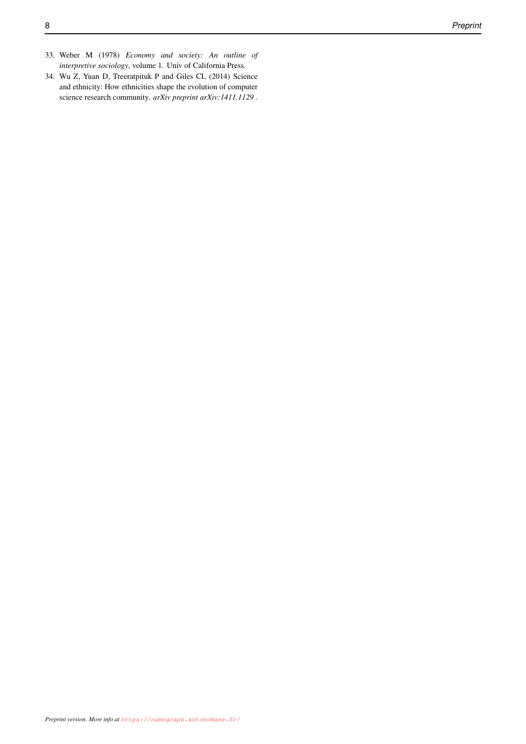33. Weber M (1978) *Economy and society: An outline of interpretive sociology*, volume 1. Univ of California Press.
34. Wu Z, Yuan D, Treeratpituk P and Giles CL (2014) Science and ethnicity: How ethnicities shape the evolution of computer science research community. *arXiv preprint arXiv:1411.1129* .

*Preprint version. More info at* https://namograph.antonomase.fr/